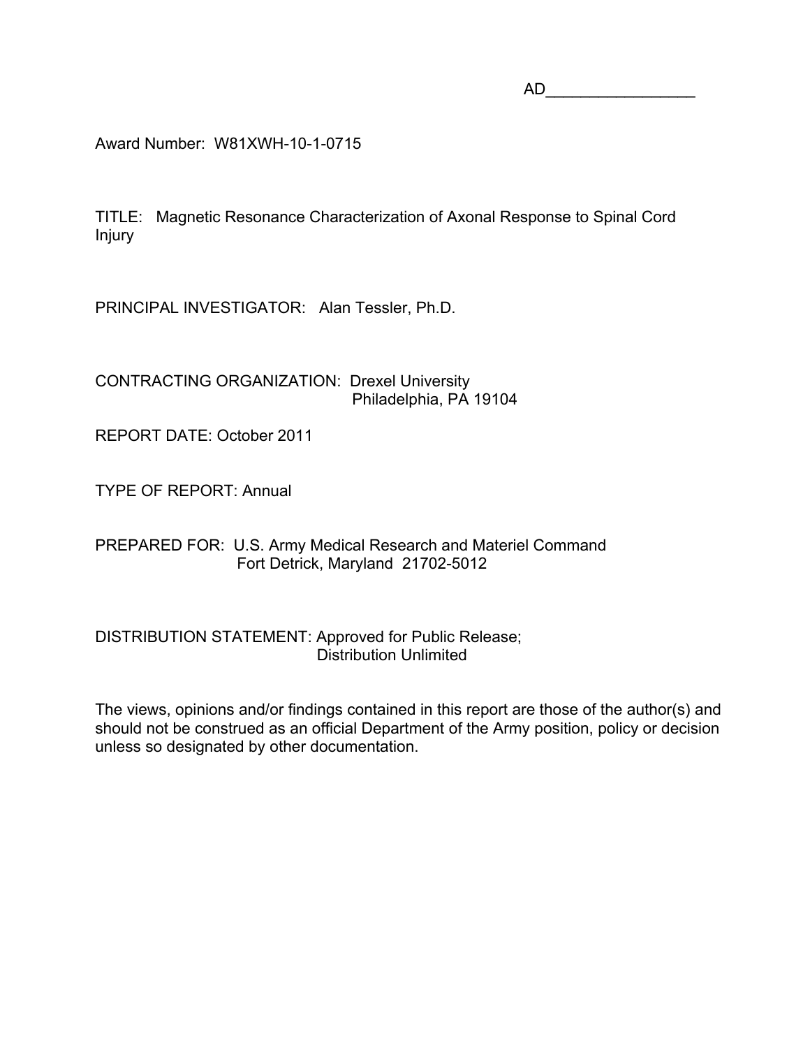AD_________________

Award Number: W81XWH-10-1-0715

TITLE: Magnetic Resonance Characterization of Axonal Response to Spinal Cord Injury

PRINCIPAL INVESTIGATOR: Alan Tessler, Ph.D.

CONTRACTING ORGANIZATION: Drexel University
Philadelphia, PA 19104

REPORT DATE: October 2011

TYPE OF REPORT: Annual

PREPARED FOR: U.S. Army Medical Research and Materiel Command
Fort Detrick, Maryland 21702-5012

DISTRIBUTION STATEMENT: Approved for Public Release;
Distribution Unlimited

The views, opinions and/or findings contained in this report are those of the author(s) and should not be construed as an official Department of the Army position, policy or decision unless so designated by other documentation.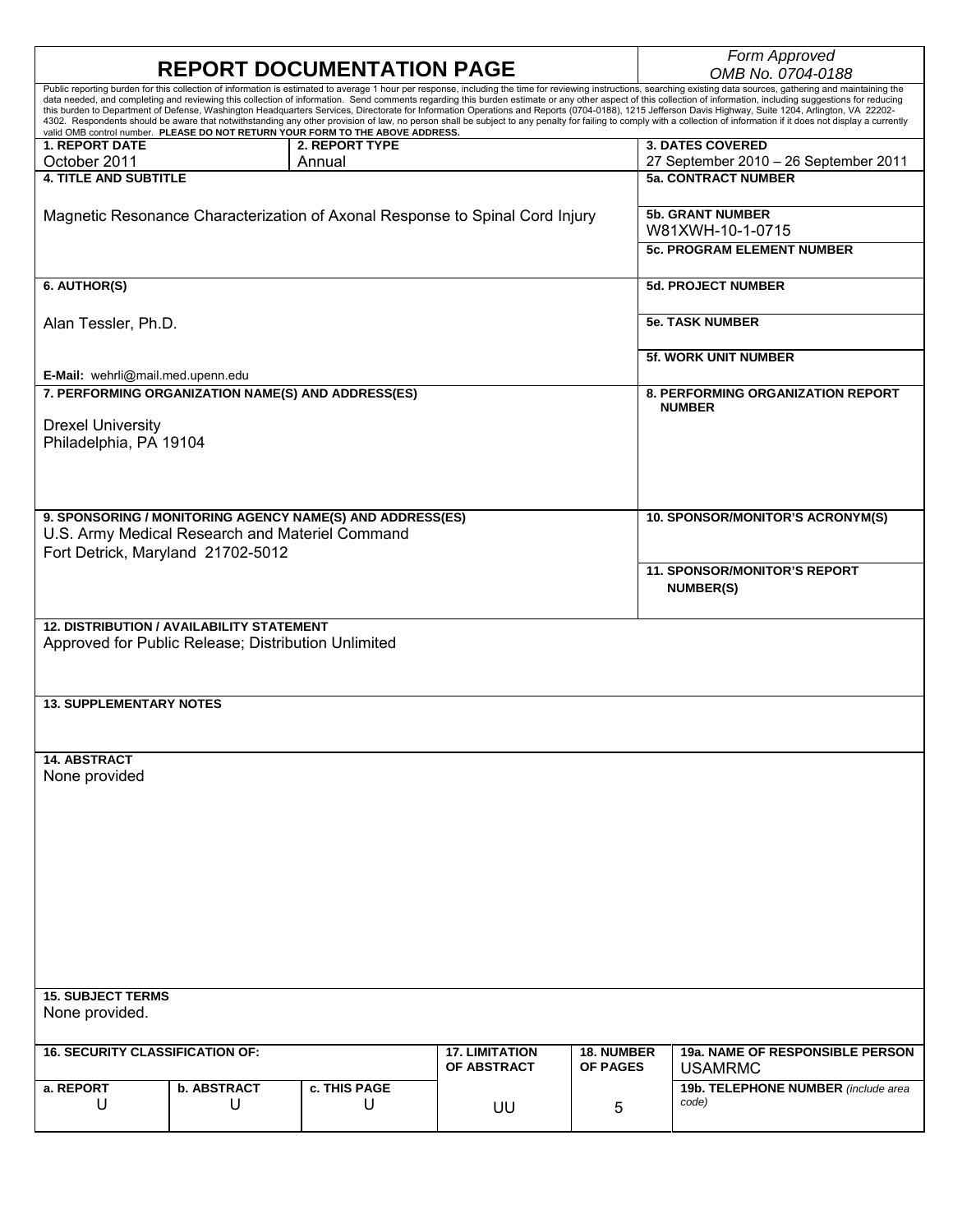# REPORT DOCUMENTATION PAGE

*Form Approved*
*OMB No. 0704-0188*

Public reporting burden for this collection of information is estimated to average 1 hour per response, including the time for reviewing instructions, searching existing data sources, gathering and maintaining the data needed, and completing and reviewing this collection of information. Send comments regarding this burden estimate or any other aspect of this collection of information, including suggestions for reducing this burden to Department of Defense, Washington Headquarters Services, Directorate for Information Operations and Reports (0704-0188), 1215 Jefferson Davis Highway, Suite 1204, Arlington, VA 22202-4302. Respondents should be aware that notwithstanding any other provision of law, no person shall be subject to any penalty for failing to comply with a collection of information if it does not display a currently valid OMB control number. **PLEASE DO NOT RETURN YOUR FORM TO THE ABOVE ADDRESS.**

| **1. REPORT DATE** | **2. REPORT TYPE** | **3. DATES COVERED** |
|---|---|---|
| October 2011 | Annual | 27 September 2010 – 26 September 2011 |

**4. TITLE AND SUBTITLE**

Magnetic Resonance Characterization of Axonal Response to Spinal Cord Injury

**5a. CONTRACT NUMBER**

**5b. GRANT NUMBER**
W81XWH-10-1-0715

**5c. PROGRAM ELEMENT NUMBER**

**6. AUTHOR(S)**

Alan Tessler, Ph.D.

**E-Mail:** wehrli@mail.med.upenn.edu

**5d. PROJECT NUMBER**

**5e. TASK NUMBER**

**5f. WORK UNIT NUMBER**

**7. PERFORMING ORGANIZATION NAME(S) AND ADDRESS(ES)**

Drexel University
Philadelphia, PA 19104

**8. PERFORMING ORGANIZATION REPORT NUMBER**

**9. SPONSORING / MONITORING AGENCY NAME(S) AND ADDRESS(ES)**
U.S. Army Medical Research and Materiel Command
Fort Detrick, Maryland 21702-5012

**10. SPONSOR/MONITOR'S ACRONYM(S)**

**11. SPONSOR/MONITOR'S REPORT NUMBER(S)**

**12. DISTRIBUTION / AVAILABILITY STATEMENT**
Approved for Public Release; Distribution Unlimited

**13. SUPPLEMENTARY NOTES**

**14. ABSTRACT**
None provided

**15. SUBJECT TERMS**
None provided.

| **16. SECURITY CLASSIFICATION OF:** | | | **17. LIMITATION OF ABSTRACT** | **18. NUMBER OF PAGES** | **19a. NAME OF RESPONSIBLE PERSON** USAMRMC |
|---|---|---|---|---|---|
| **a. REPORT** U | **b. ABSTRACT** U | **c. THIS PAGE** U | UU | 5 | **19b. TELEPHONE NUMBER** *(include area code)* |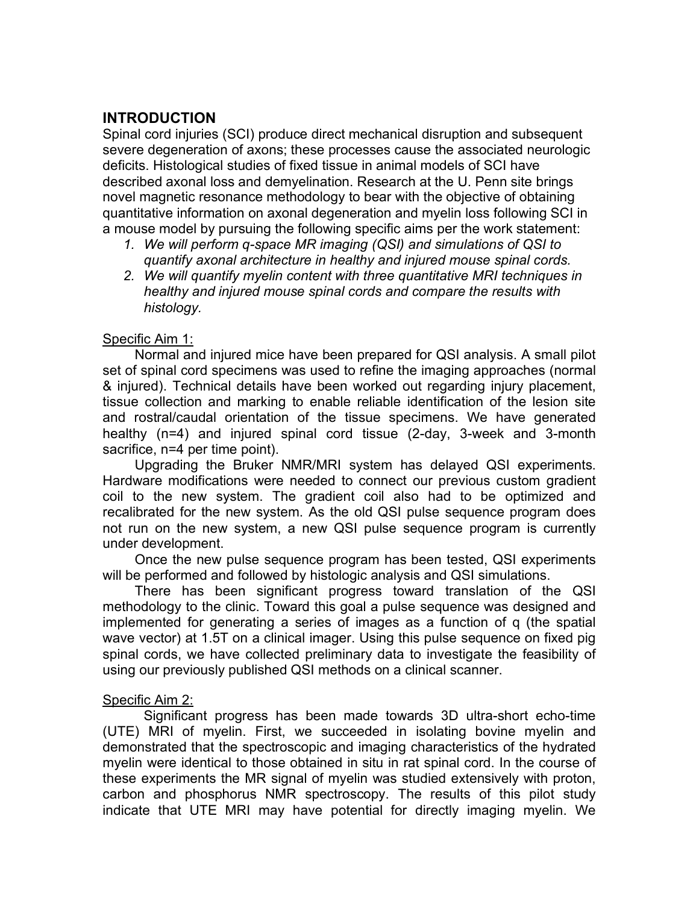## INTRODUCTION

Spinal cord injuries (SCI) produce direct mechanical disruption and subsequent severe degeneration of axons; these processes cause the associated neurologic deficits. Histological studies of fixed tissue in animal models of SCI have described axonal loss and demyelination. Research at the U. Penn site brings novel magnetic resonance methodology to bear with the objective of obtaining quantitative information on axonal degeneration and myelin loss following SCI in a mouse model by pursuing the following specific aims per the work statement:

1. *We will perform q-space MR imaging (QSI) and simulations of QSI to quantify axonal architecture in healthy and injured mouse spinal cords.*
2. *We will quantify myelin content with three quantitative MRI techniques in healthy and injured mouse spinal cords and compare the results with histology.*

Specific Aim 1:

Normal and injured mice have been prepared for QSI analysis. A small pilot set of spinal cord specimens was used to refine the imaging approaches (normal & injured). Technical details have been worked out regarding injury placement, tissue collection and marking to enable reliable identification of the lesion site and rostral/caudal orientation of the tissue specimens. We have generated healthy (n=4) and injured spinal cord tissue (2-day, 3-week and 3-month sacrifice, n=4 per time point).

Upgrading the Bruker NMR/MRI system has delayed QSI experiments. Hardware modifications were needed to connect our previous custom gradient coil to the new system. The gradient coil also had to be optimized and recalibrated for the new system. As the old QSI pulse sequence program does not run on the new system, a new QSI pulse sequence program is currently under development.

Once the new pulse sequence program has been tested, QSI experiments will be performed and followed by histologic analysis and QSI simulations.

There has been significant progress toward translation of the QSI methodology to the clinic. Toward this goal a pulse sequence was designed and implemented for generating a series of images as a function of q (the spatial wave vector) at 1.5T on a clinical imager. Using this pulse sequence on fixed pig spinal cords, we have collected preliminary data to investigate the feasibility of using our previously published QSI methods on a clinical scanner.

Specific Aim 2:

Significant progress has been made towards 3D ultra-short echo-time (UTE) MRI of myelin. First, we succeeded in isolating bovine myelin and demonstrated that the spectroscopic and imaging characteristics of the hydrated myelin were identical to those obtained in situ in rat spinal cord. In the course of these experiments the MR signal of myelin was studied extensively with proton, carbon and phosphorus NMR spectroscopy. The results of this pilot study indicate that UTE MRI may have potential for directly imaging myelin. We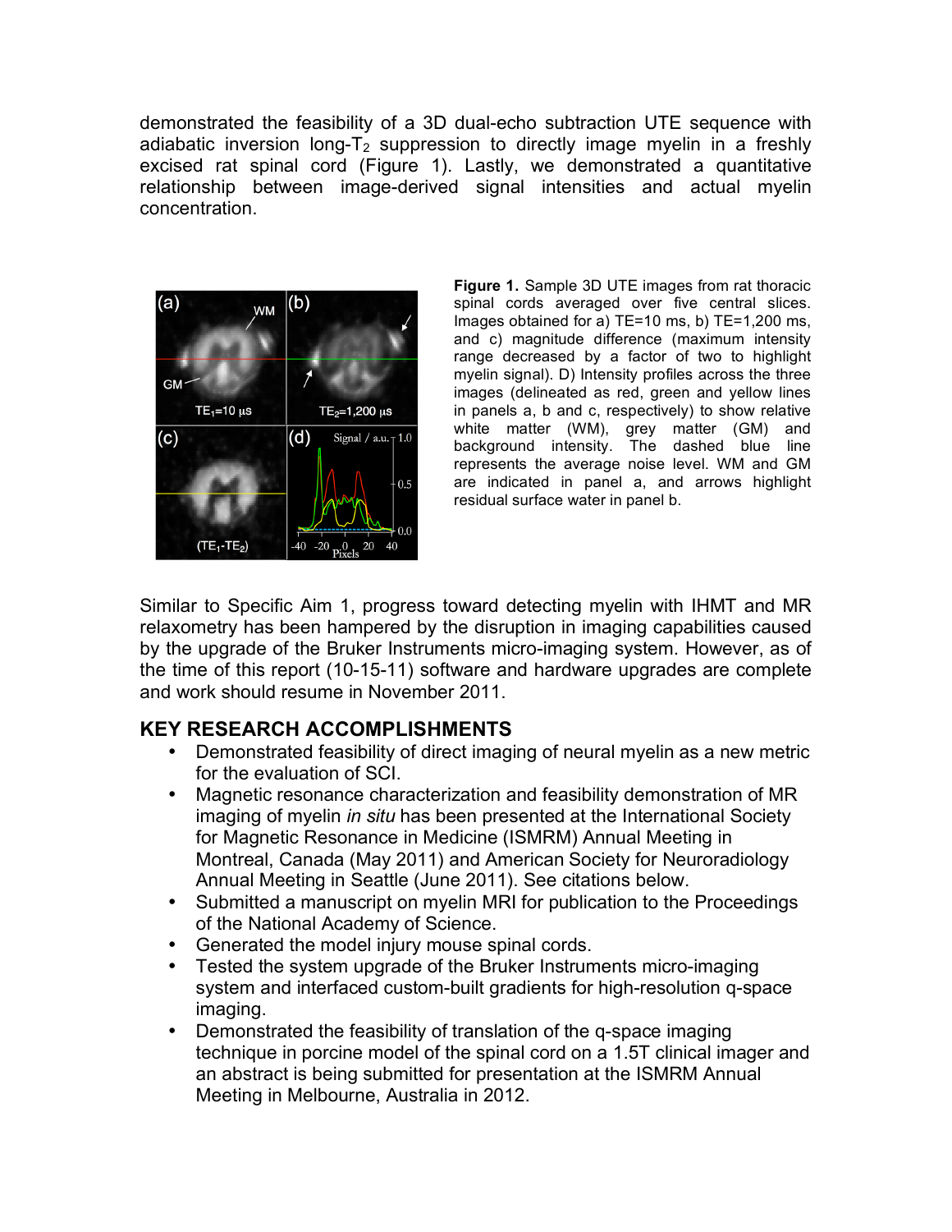demonstrated the feasibility of a 3D dual-echo subtraction UTE sequence with adiabatic inversion long-$T_2$ suppression to directly image myelin in a freshly excised rat spinal cord (Figure 1). Lastly, we demonstrated a quantitative relationship between image-derived signal intensities and actual myelin concentration.

**Figure 1.** Sample 3D UTE images from rat thoracic spinal cords averaged over five central slices. Images obtained for a) TE=10 ms, b) TE=1,200 ms, and c) magnitude difference (maximum intensity range decreased by a factor of two to highlight myelin signal). D) Intensity profiles across the three images (delineated as red, green and yellow lines in panels a, b and c, respectively) to show relative white matter (WM), grey matter (GM) and background intensity. The dashed blue line represents the average noise level. WM and GM are indicated in panel a, and arrows highlight residual surface water in panel b.

Similar to Specific Aim 1, progress toward detecting myelin with IHMT and MR relaxometry has been hampered by the disruption in imaging capabilities caused by the upgrade of the Bruker Instruments micro-imaging system. However, as of the time of this report (10-15-11) software and hardware upgrades are complete and work should resume in November 2011.

## KEY RESEARCH ACCOMPLISHMENTS

- Demonstrated feasibility of direct imaging of neural myelin as a new metric for the evaluation of SCI.
- Magnetic resonance characterization and feasibility demonstration of MR imaging of myelin *in situ* has been presented at the International Society for Magnetic Resonance in Medicine (ISMRM) Annual Meeting in Montreal, Canada (May 2011) and American Society for Neuroradiology Annual Meeting in Seattle (June 2011). See citations below.
- Submitted a manuscript on myelin MRI for publication to the Proceedings of the National Academy of Science.
- Generated the model injury mouse spinal cords.
- Tested the system upgrade of the Bruker Instruments micro-imaging system and interfaced custom-built gradients for high-resolution q-space imaging.
- Demonstrated the feasibility of translation of the q-space imaging technique in porcine model of the spinal cord on a 1.5T clinical imager and an abstract is being submitted for presentation at the ISMRM Annual Meeting in Melbourne, Australia in 2012.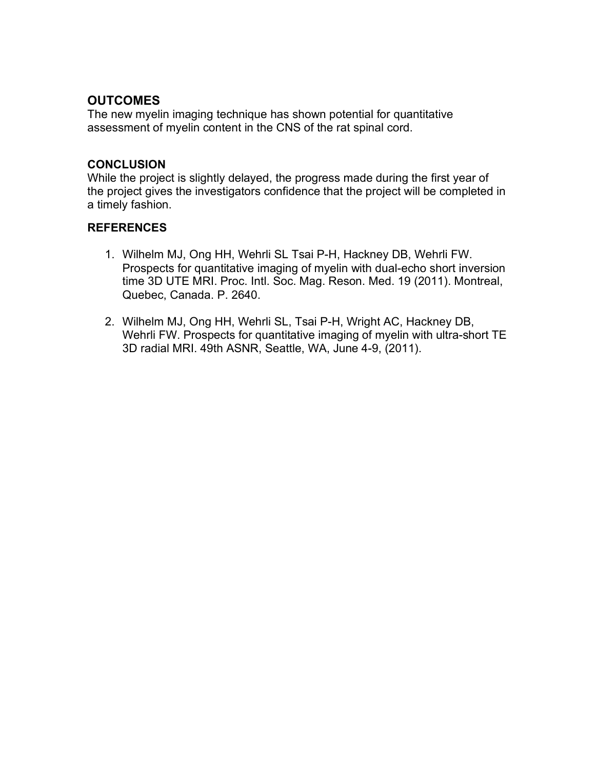## OUTCOMES

The new myelin imaging technique has shown potential for quantitative assessment of myelin content in the CNS of the rat spinal cord.

## CONCLUSION

While the project is slightly delayed, the progress made during the first year of the project gives the investigators confidence that the project will be completed in a timely fashion.

## REFERENCES

1. Wilhelm MJ, Ong HH, Wehrli SL Tsai P-H, Hackney DB, Wehrli FW. Prospects for quantitative imaging of myelin with dual-echo short inversion time 3D UTE MRI. Proc. Intl. Soc. Mag. Reson. Med. 19 (2011). Montreal, Quebec, Canada. P. 2640.

2. Wilhelm MJ, Ong HH, Wehrli SL, Tsai P-H, Wright AC, Hackney DB, Wehrli FW. Prospects for quantitative imaging of myelin with ultra-short TE 3D radial MRI. 49th ASNR, Seattle, WA, June 4-9, (2011).